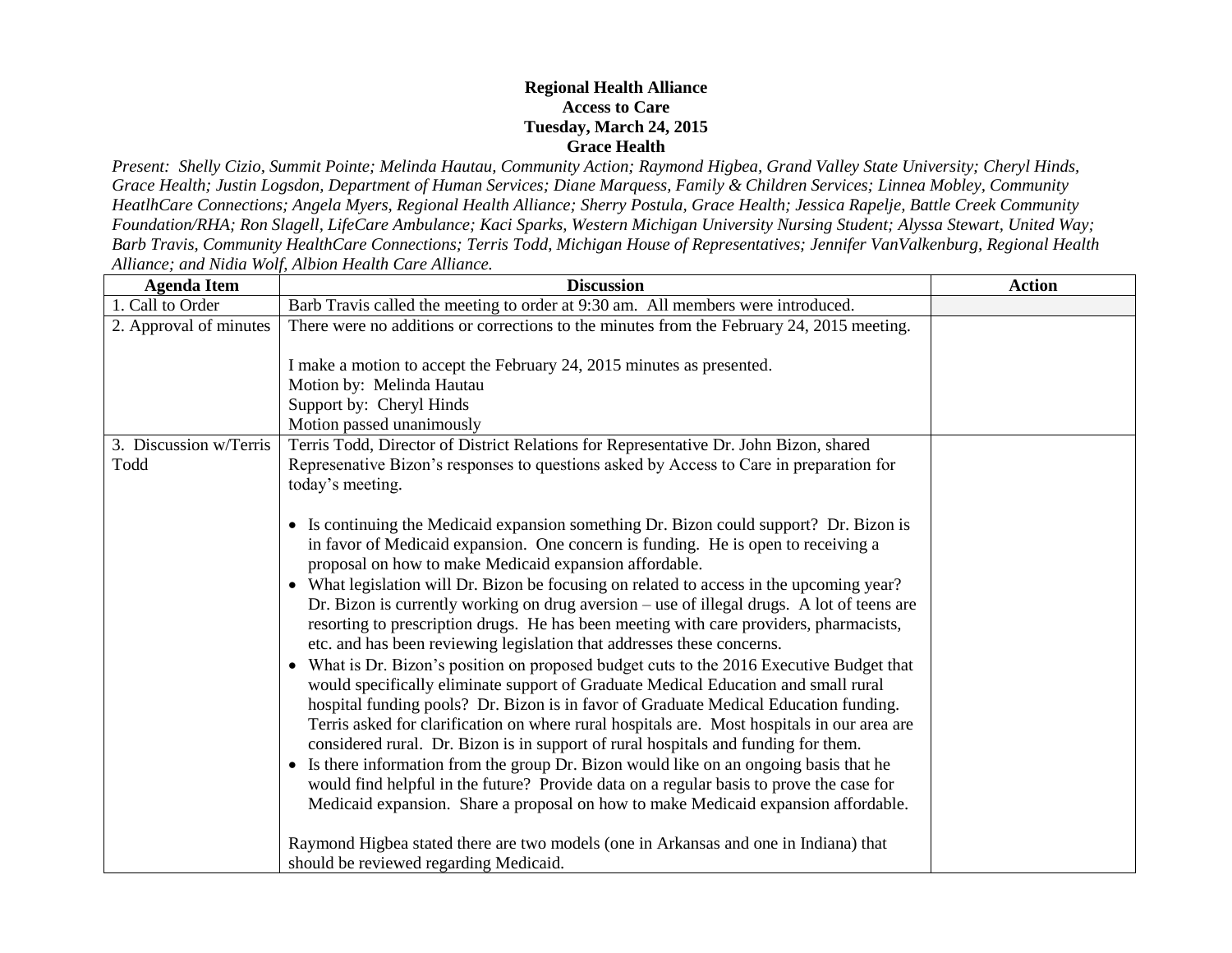**Regional Health Alliance**
**Access to Care**
**Tuesday, March 24, 2015**
**Grace Health**

*Present: Shelly Cizio, Summit Pointe; Melinda Hautau, Community Action; Raymond Higbea, Grand Valley State University; Cheryl Hinds, Grace Health; Justin Logsdon, Department of Human Services; Diane Marquess, Family & Children Services; Linnea Mobley, Community HeatlhCare Connections; Angela Myers, Regional Health Alliance; Sherry Postula, Grace Health; Jessica Rapelje, Battle Creek Community Foundation/RHA; Ron Slagell, LifeCare Ambulance; Kaci Sparks, Western Michigan University Nursing Student; Alyssa Stewart, United Way; Barb Travis, Community HealthCare Connections; Terris Todd, Michigan House of Representatives; Jennifer VanValkenburg, Regional Health Alliance; and Nidia Wolf, Albion Health Care Alliance.*

| Agenda Item | Discussion | Action |
|---|---|---|
| 1. Call to Order | Barb Travis called the meeting to order at 9:30 am. All members were introduced. | |
| 2. Approval of minutes | There were no additions or corrections to the minutes from the February 24, 2015 meeting.<br><br>I make a motion to accept the February 24, 2015 minutes as presented.<br>Motion by: Melinda Hautau<br>Support by: Cheryl Hinds<br>Motion passed unanimously | |
| 3. Discussion w/Terris Todd | Terris Todd, Director of District Relations for Representative Dr. John Bizon, shared Represenative Bizon's responses to questions asked by Access to Care in preparation for today's meeting.<br><br>• Is continuing the Medicaid expansion something Dr. Bizon could support? Dr. Bizon is in favor of Medicaid expansion. One concern is funding. He is open to receiving a proposal on how to make Medicaid expansion affordable.<br>• What legislation will Dr. Bizon be focusing on related to access in the upcoming year? Dr. Bizon is currently working on drug aversion – use of illegal drugs. A lot of teens are resorting to prescription drugs. He has been meeting with care providers, pharmacists, etc. and has been reviewing legislation that addresses these concerns.<br>• What is Dr. Bizon's position on proposed budget cuts to the 2016 Executive Budget that would specifically eliminate support of Graduate Medical Education and small rural hospital funding pools? Dr. Bizon is in favor of Graduate Medical Education funding. Terris asked for clarification on where rural hospitals are. Most hospitals in our area are considered rural. Dr. Bizon is in support of rural hospitals and funding for them.<br>• Is there information from the group Dr. Bizon would like on an ongoing basis that he would find helpful in the future? Provide data on a regular basis to prove the case for Medicaid expansion. Share a proposal on how to make Medicaid expansion affordable.<br><br>Raymond Higbea stated there are two models (one in Arkansas and one in Indiana) that should be reviewed regarding Medicaid. | |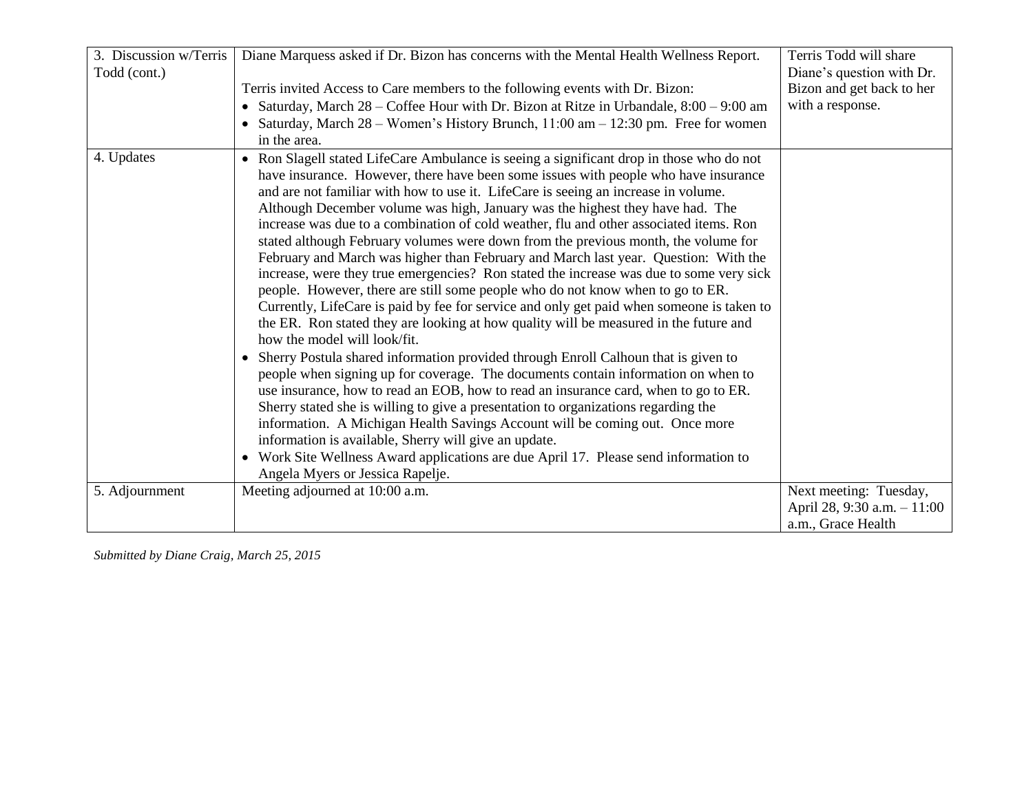| | | |
|---|---|---|
| 3. Discussion w/Terris Todd (cont.) | Diane Marquess asked if Dr. Bizon has concerns with the Mental Health Wellness Report.<br><br>Terris invited Access to Care members to the following events with Dr. Bizon:<br>• Saturday, March 28 – Coffee Hour with Dr. Bizon at Ritze in Urbandale, 8:00 – 9:00 am<br>• Saturday, March 28 – Women's History Brunch, 11:00 am – 12:30 pm. Free for women in the area. | Terris Todd will share Diane's question with Dr. Bizon and get back to her with a response. |
| 4. Updates | • Ron Slagell stated LifeCare Ambulance is seeing a significant drop in those who do not have insurance. However, there have been some issues with people who have insurance and are not familiar with how to use it. LifeCare is seeing an increase in volume. Although December volume was high, January was the highest they have had. The increase was due to a combination of cold weather, flu and other associated items. Ron stated although February volumes were down from the previous month, the volume for February and March was higher than February and March last year. Question: With the increase, were they true emergencies? Ron stated the increase was due to some very sick people. However, there are still some people who do not know when to go to ER. Currently, LifeCare is paid by fee for service and only get paid when someone is taken to the ER. Ron stated they are looking at how quality will be measured in the future and how the model will look/fit.<br>• Sherry Postula shared information provided through Enroll Calhoun that is given to people when signing up for coverage. The documents contain information on when to use insurance, how to read an EOB, how to read an insurance card, when to go to ER. Sherry stated she is willing to give a presentation to organizations regarding the information. A Michigan Health Savings Account will be coming out. Once more information is available, Sherry will give an update.<br>• Work Site Wellness Award applications are due April 17. Please send information to Angela Myers or Jessica Rapelje. | |
| 5. Adjournment | Meeting adjourned at 10:00 a.m. | Next meeting: Tuesday, April 28, 9:30 a.m. – 11:00 a.m., Grace Health |

*Submitted by Diane Craig, March 25, 2015*